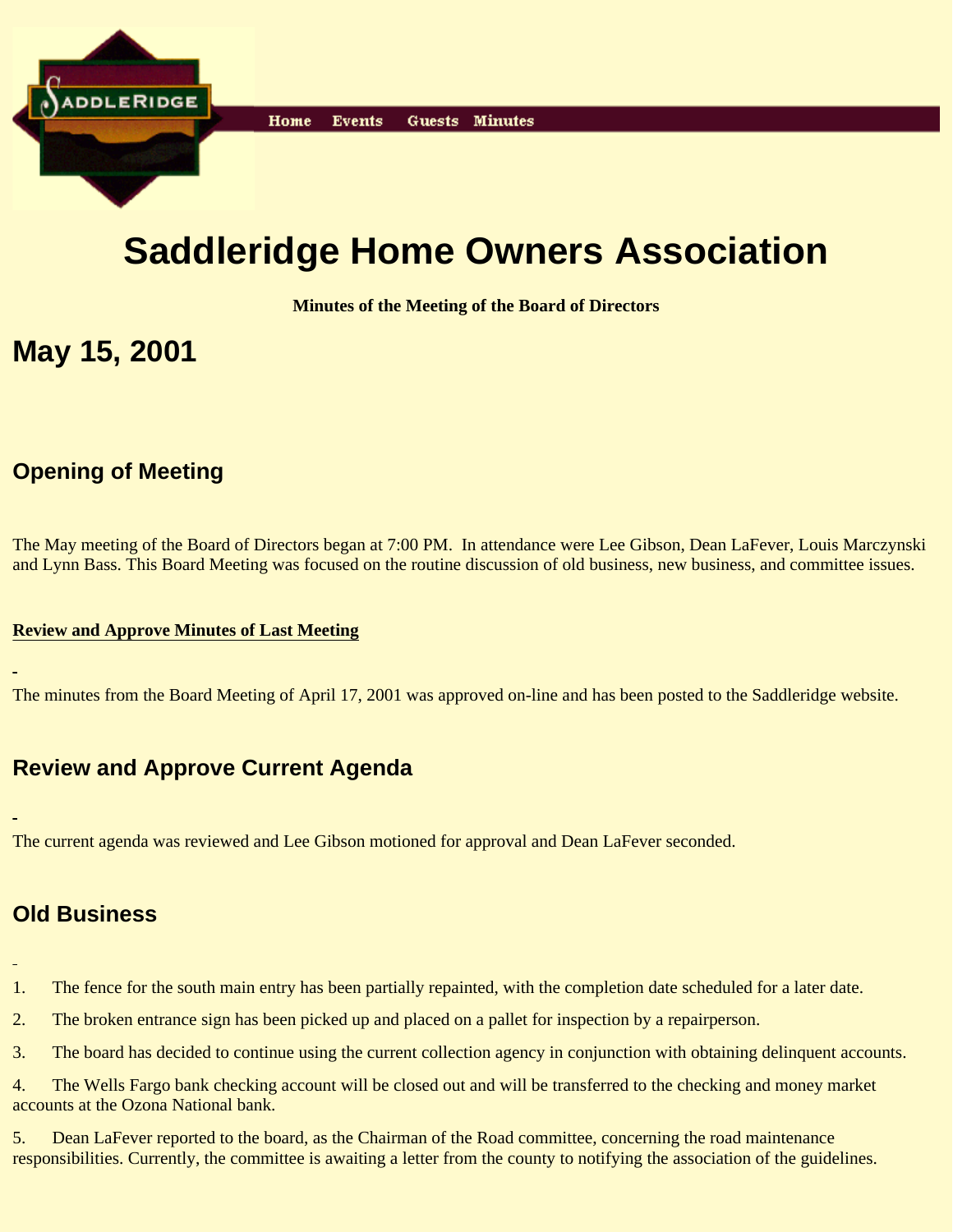Home Events Guests Minutes

# Saddleridge Home Owners Association

**Minutes of the Meeting of the Board of Directors**

# May 15, 2001

## Opening of Meeting

The May meeting of the Board of Directors began at 7:00 PM. In attendance were Lee Gibson, Dean LaFever, Louis Marczynski and Lynn Bass. This Board Meeting was focused on the routine discussion of old business, new business, and committee issues.

**Review and Approve Minutes of Last Meeting**

The minutes from the Board Meeting of April 17, 2001 was approved on-line and has been posted to the Saddleridge website.

## Review and Approve Current Agenda

The current agenda was reviewed and Lee Gibson motioned for approval and Dean LaFever seconded.

## Old Business

1. The fence for the south main entry has been partially repainted, with the completion date scheduled for a later date.
2. The broken entrance sign has been picked up and placed on a pallet for inspection by a repairperson.
3. The board has decided to continue using the current collection agency in conjunction with obtaining delinquent accounts.
4. The Wells Fargo bank checking account will be closed out and will be transferred to the checking and money market accounts at the Ozona National bank.
5. Dean LaFever reported to the board, as the Chairman of the Road committee, concerning the road maintenance responsibilities. Currently, the committee is awaiting a letter from the county to notifying the association of the guidelines.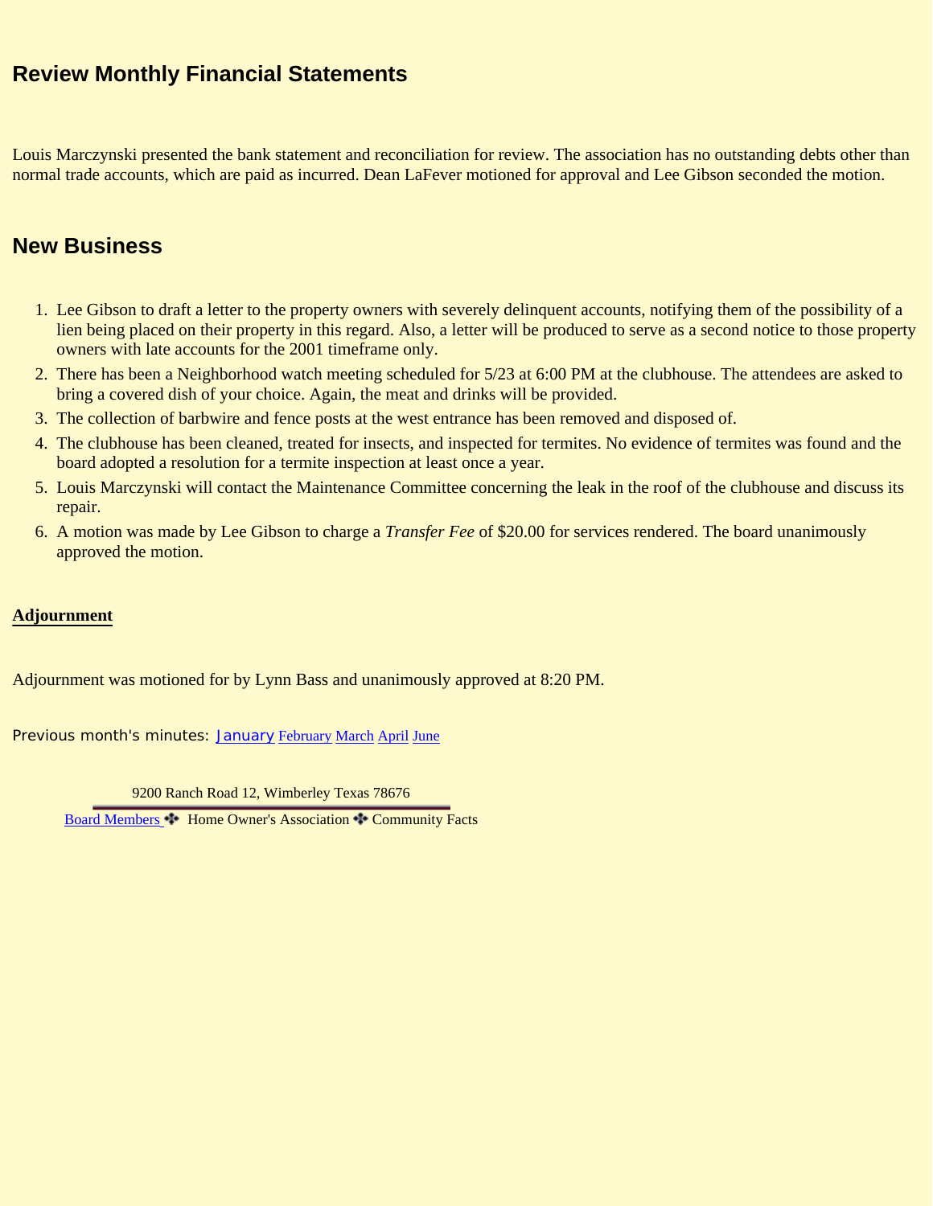## Review Monthly Financial Statements

Louis Marczynski presented the bank statement and reconciliation for review. The association has no outstanding debts other than normal trade accounts, which are paid as incurred. Dean LaFever motioned for approval and Lee Gibson seconded the motion.

## New Business

1. Lee Gibson to draft a letter to the property owners with severely delinquent accounts, notifying them of the possibility of a lien being placed on their property in this regard. Also, a letter will be produced to serve as a second notice to those property owners with late accounts for the 2001 timeframe only.
2. There has been a Neighborhood watch meeting scheduled for 5/23 at 6:00 PM at the clubhouse. The attendees are asked to bring a covered dish of your choice. Again, the meat and drinks will be provided.
3. The collection of barbwire and fence posts at the west entrance has been removed and disposed of.
4. The clubhouse has been cleaned, treated for insects, and inspected for termites. No evidence of termites was found and the board adopted a resolution for a termite inspection at least once a year.
5. Louis Marczynski will contact the Maintenance Committee concerning the leak in the roof of the clubhouse and discuss its repair.
6. A motion was made by Lee Gibson to charge a *Transfer Fee* of $20.00 for services rendered. The board unanimously approved the motion.

**Adjournment**

Adjournment was motioned for by Lynn Bass and unanimously approved at 8:20 PM.

Previous month's minutes: January February March April June

9200 Ranch Road 12, Wimberley Texas 78676

Board Members ✤ Home Owner's Association ✤ Community Facts